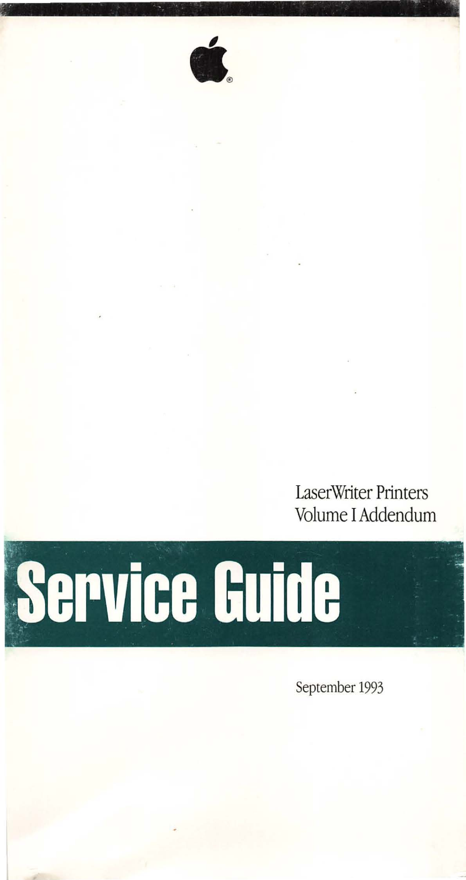LaserWriter Printers
Volume I Addendum

# Service Guide

September 1993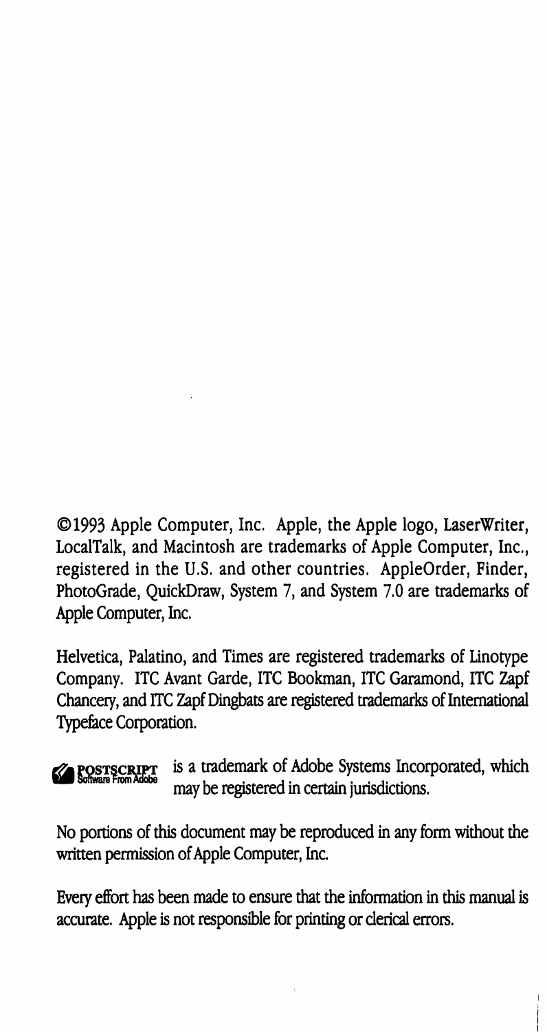©1993 Apple Computer, Inc. Apple, the Apple logo, LaserWriter, LocalTalk, and Macintosh are trademarks of Apple Computer, Inc., registered in the U.S. and other countries. AppleOrder, Finder, PhotoGrade, QuickDraw, System 7, and System 7.0 are trademarks of Apple Computer, Inc.

Helvetica, Palatino, and Times are registered trademarks of Linotype Company. ITC Avant Garde, ITC Bookman, ITC Garamond, ITC Zapf Chancery, and ITC Zapf Dingbats are registered trademarks of International Typeface Corporation.

POSTSCRIPT Software From Adobe is a trademark of Adobe Systems Incorporated, which may be registered in certain jurisdictions.

No portions of this document may be reproduced in any form without the written permission of Apple Computer, Inc.

Every effort has been made to ensure that the information in this manual is accurate. Apple is not responsible for printing or clerical errors.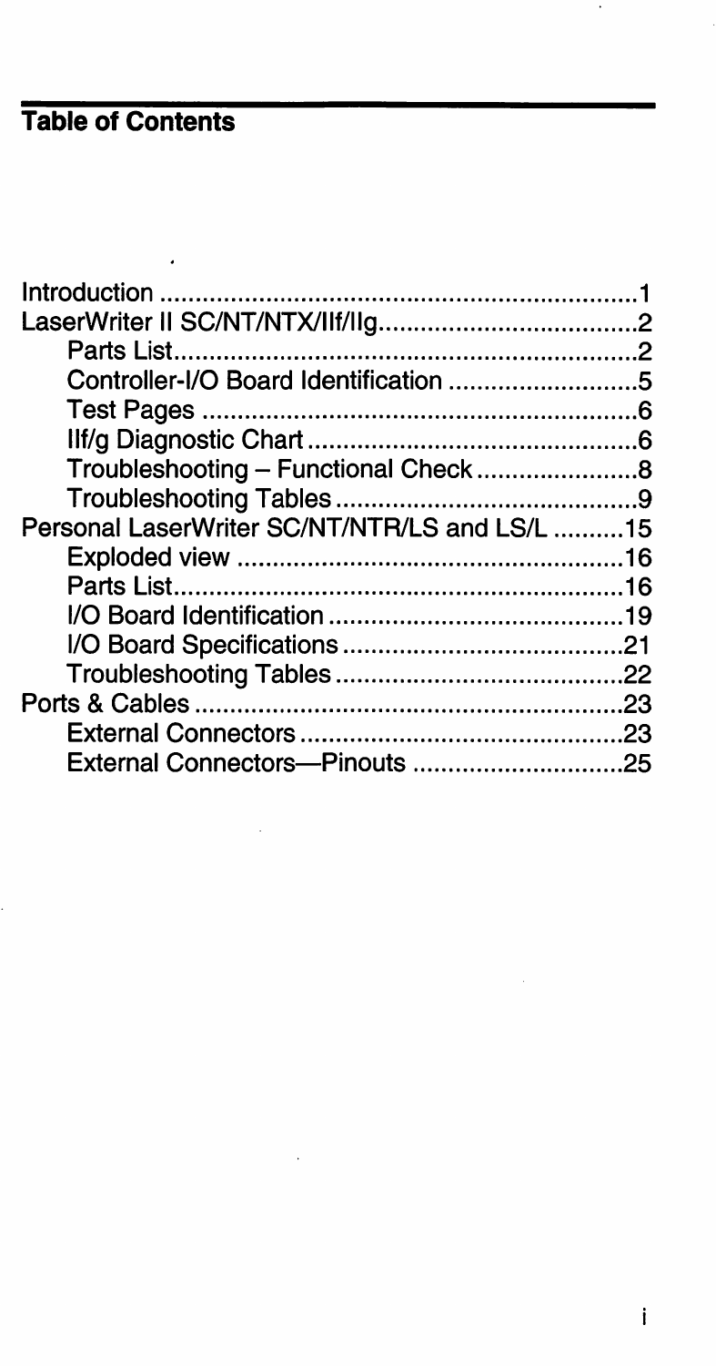## Table of Contents

- Introduction ........................................................ 1
- LaserWriter II SC/NT/NTX/IIf/IIg .................................... 2
  - Parts List ........................................................ 2
  - Controller-I/O Board Identification ............................... 5
  - Test Pages ........................................................ 6
  - IIf/g Diagnostic Chart ............................................ 6
  - Troubleshooting – Functional Check ................................ 8
  - Troubleshooting Tables ............................................ 9
- Personal LaserWriter SC/NT/NTR/LS and LS/L .......................... 15
  - Exploded view ..................................................... 16
  - Parts List ........................................................ 16
  - I/O Board Identification .......................................... 19
  - I/O Board Specifications .......................................... 21
  - Troubleshooting Tables ............................................ 22
- Ports & Cables ...................................................... 23
  - External Connectors ............................................... 23
  - External Connectors—Pinouts ....................................... 25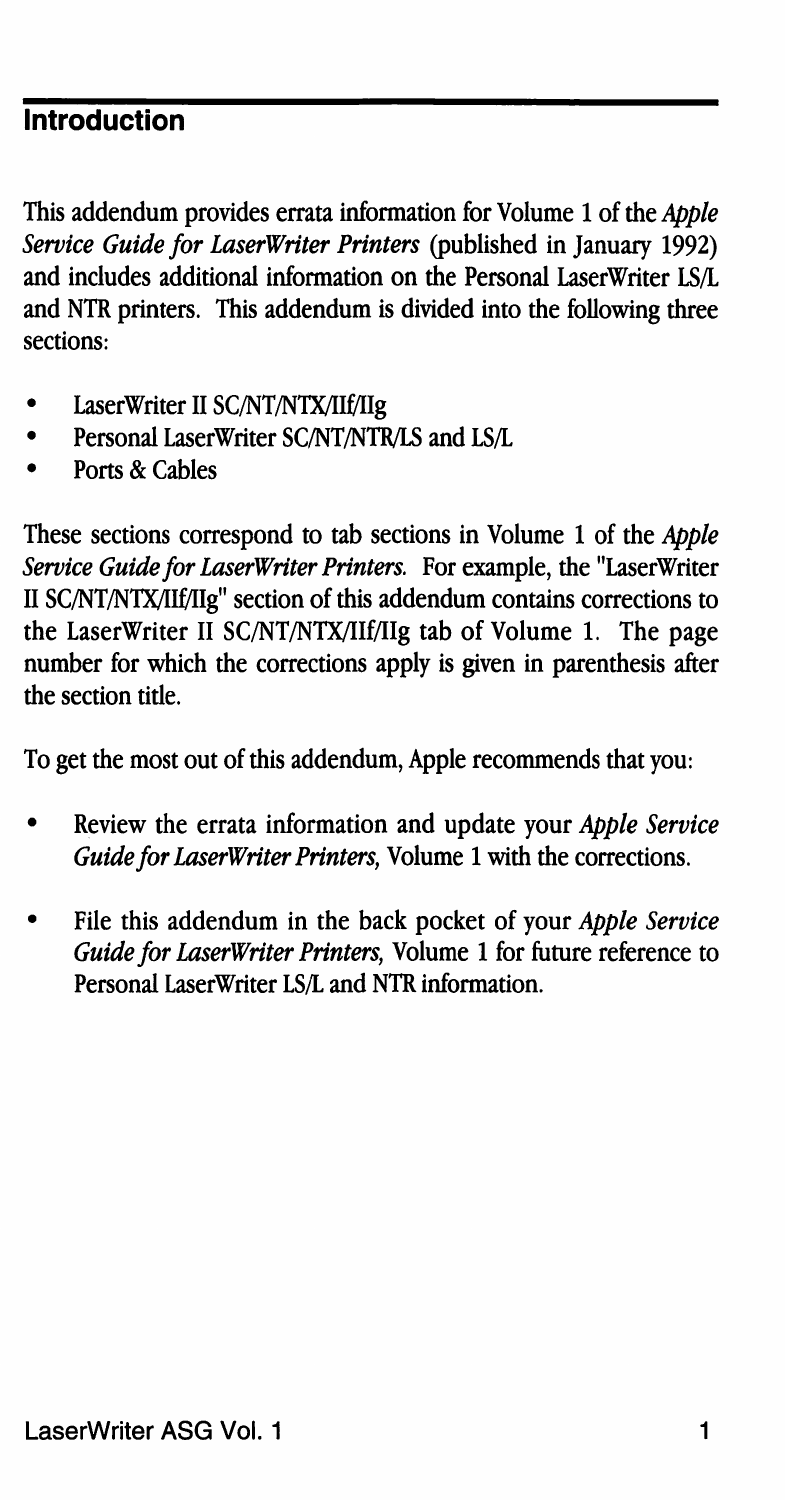## Introduction

This addendum provides errata information for Volume 1 of the *Apple Service Guide for LaserWriter Printers* (published in January 1992) and includes additional information on the Personal LaserWriter LS/L and NTR printers. This addendum is divided into the following three sections:

- LaserWriter II SC/NT/NTX/IIf/IIg
- Personal LaserWriter SC/NT/NTR/LS and LS/L
- Ports & Cables

These sections correspond to tab sections in Volume 1 of the *Apple Service Guide for LaserWriter Printers.* For example, the "LaserWriter II SC/NT/NTX/IIf/IIg" section of this addendum contains corrections to the LaserWriter II SC/NT/NTX/IIf/IIg tab of Volume 1. The page number for which the corrections apply is given in parenthesis after the section title.

To get the most out of this addendum, Apple recommends that you:

- Review the errata information and update your *Apple Service Guide for LaserWriter Printers,* Volume 1 with the corrections.
- File this addendum in the back pocket of your *Apple Service Guide for LaserWriter Printers,* Volume 1 for future reference to Personal LaserWriter LS/L and NTR information.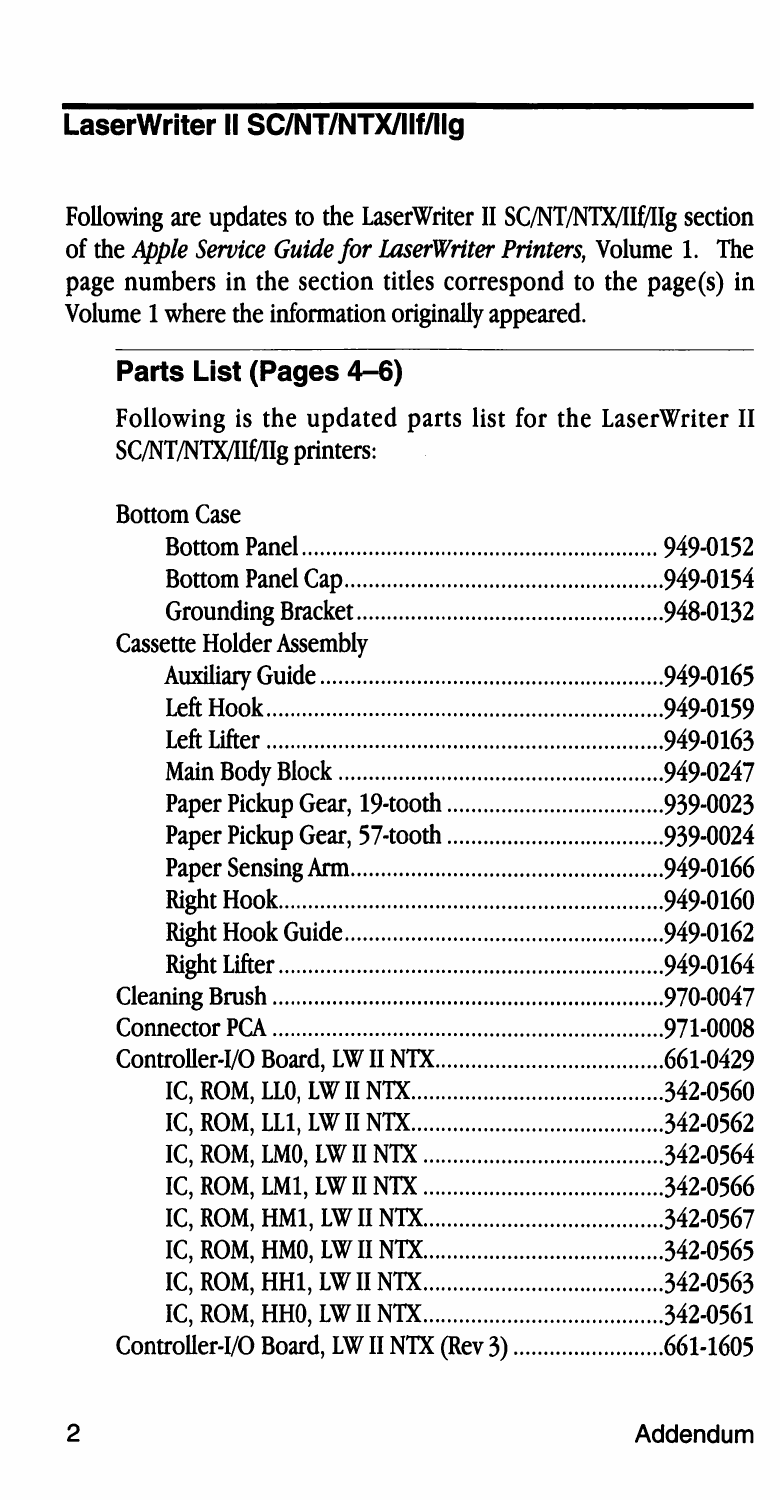## LaserWriter II SC/NT/NTX/IIf/IIg

Following are updates to the LaserWriter II SC/NT/NTX/IIf/IIg section of the *Apple Service Guide for LaserWriter Printers,* Volume 1. The page numbers in the section titles correspond to the page(s) in Volume 1 where the information originally appeared.

### Parts List (Pages 4–6)

Following is the updated parts list for the LaserWriter II SC/NT/NTX/IIf/IIg printers:

| Part | Number |
|---|---|
| **Bottom Case** | |
| Bottom Panel | 949-0152 |
| Bottom Panel Cap | 949-0154 |
| Grounding Bracket | 948-0132 |
| **Cassette Holder Assembly** | |
| Auxiliary Guide | 949-0165 |
| Left Hook | 949-0159 |
| Left Lifter | 949-0163 |
| Main Body Block | 949-0247 |
| Paper Pickup Gear, 19-tooth | 939-0023 |
| Paper Pickup Gear, 57-tooth | 939-0024 |
| Paper Sensing Arm | 949-0166 |
| Right Hook | 949-0160 |
| Right Hook Guide | 949-0162 |
| Right Lifter | 949-0164 |
| Cleaning Brush | 970-0047 |
| Connector PCA | 971-0008 |
| **Controller-I/O Board, LW II NTX** | 661-0429 |
| IC, ROM, LL0, LW II NTX | 342-0560 |
| IC, ROM, LL1, LW II NTX | 342-0562 |
| IC, ROM, LM0, LW II NTX | 342-0564 |
| IC, ROM, LM1, LW II NTX | 342-0566 |
| IC, ROM, HM1, LW II NTX | 342-0567 |
| IC, ROM, HM0, LW II NTX | 342-0565 |
| IC, ROM, HH1, LW II NTX | 342-0563 |
| IC, ROM, HH0, LW II NTX | 342-0561 |
| Controller-I/O Board, LW II NTX (Rev 3) | 661-1605 |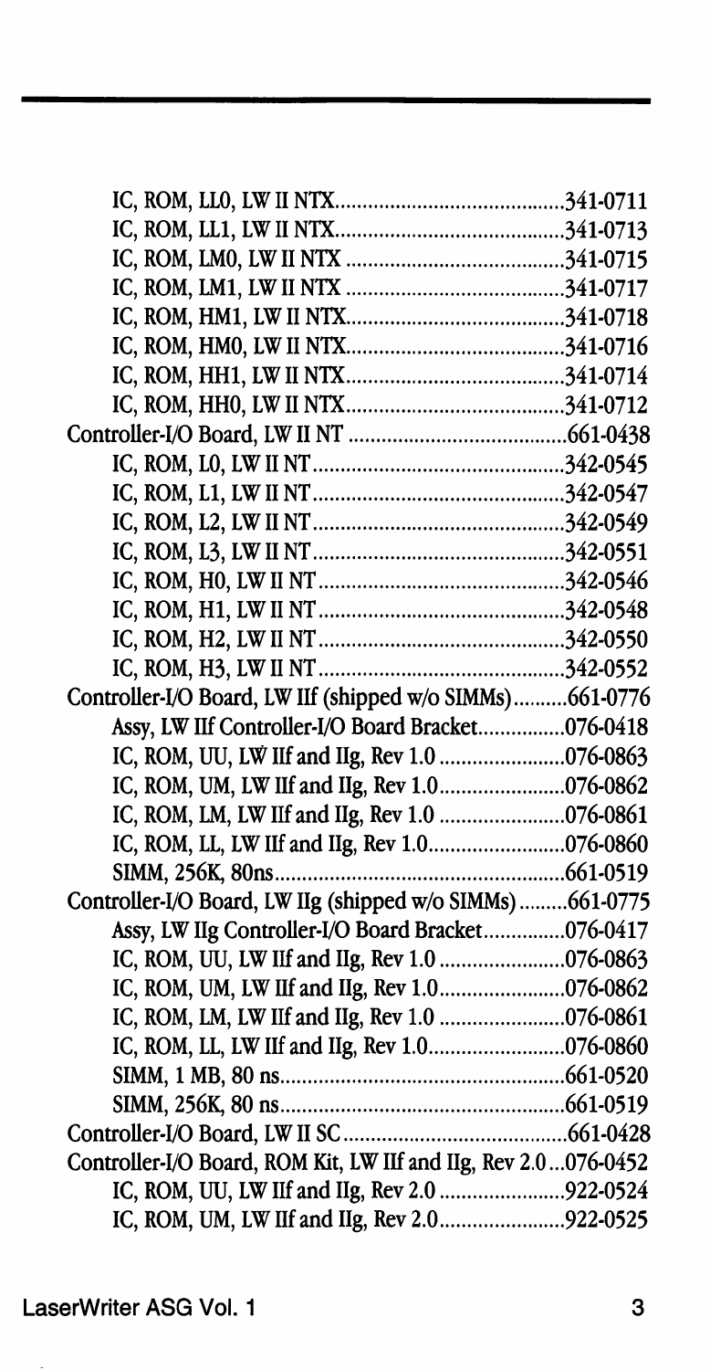| Part | Number |
|---|---|
| IC, ROM, LL0, LW II NTX | 341-0711 |
| IC, ROM, LL1, LW II NTX | 341-0713 |
| IC, ROM, LM0, LW II NTX | 341-0715 |
| IC, ROM, LM1, LW II NTX | 341-0717 |
| IC, ROM, HM1, LW II NTX | 341-0718 |
| IC, ROM, HM0, LW II NTX | 341-0716 |
| IC, ROM, HH1, LW II NTX | 341-0714 |
| IC, ROM, HH0, LW II NTX | 341-0712 |
| Controller-I/O Board, LW II NT | 661-0438 |
| IC, ROM, L0, LW II NT | 342-0545 |
| IC, ROM, L1, LW II NT | 342-0547 |
| IC, ROM, L2, LW II NT | 342-0549 |
| IC, ROM, L3, LW II NT | 342-0551 |
| IC, ROM, H0, LW II NT | 342-0546 |
| IC, ROM, H1, LW II NT | 342-0548 |
| IC, ROM, H2, LW II NT | 342-0550 |
| IC, ROM, H3, LW II NT | 342-0552 |
| Controller-I/O Board, LW IIf (shipped w/o SIMMs) | 661-0776 |
| Assy, LW IIf Controller-I/O Board Bracket | 076-0418 |
| IC, ROM, UU, LW IIf and IIg, Rev 1.0 | 076-0863 |
| IC, ROM, UM, LW IIf and IIg, Rev 1.0 | 076-0862 |
| IC, ROM, LM, LW IIf and IIg, Rev 1.0 | 076-0861 |
| IC, ROM, LL, LW IIf and IIg, Rev 1.0 | 076-0860 |
| SIMM, 256K, 80ns | 661-0519 |
| Controller-I/O Board, LW IIg (shipped w/o SIMMs) | 661-0775 |
| Assy, LW IIg Controller-I/O Board Bracket | 076-0417 |
| IC, ROM, UU, LW IIf and IIg, Rev 1.0 | 076-0863 |
| IC, ROM, UM, LW IIf and IIg, Rev 1.0 | 076-0862 |
| IC, ROM, LM, LW IIf and IIg, Rev 1.0 | 076-0861 |
| IC, ROM, LL, LW IIf and IIg, Rev 1.0 | 076-0860 |
| SIMM, 1 MB, 80 ns | 661-0520 |
| SIMM, 256K, 80 ns | 661-0519 |
| Controller-I/O Board, LW II SC | 661-0428 |
| Controller-I/O Board, ROM Kit, LW IIf and IIg, Rev 2.0 | 076-0452 |
| IC, ROM, UU, LW IIf and IIg, Rev 2.0 | 922-0524 |
| IC, ROM, UM, LW IIf and IIg, Rev 2.0 | 922-0525 |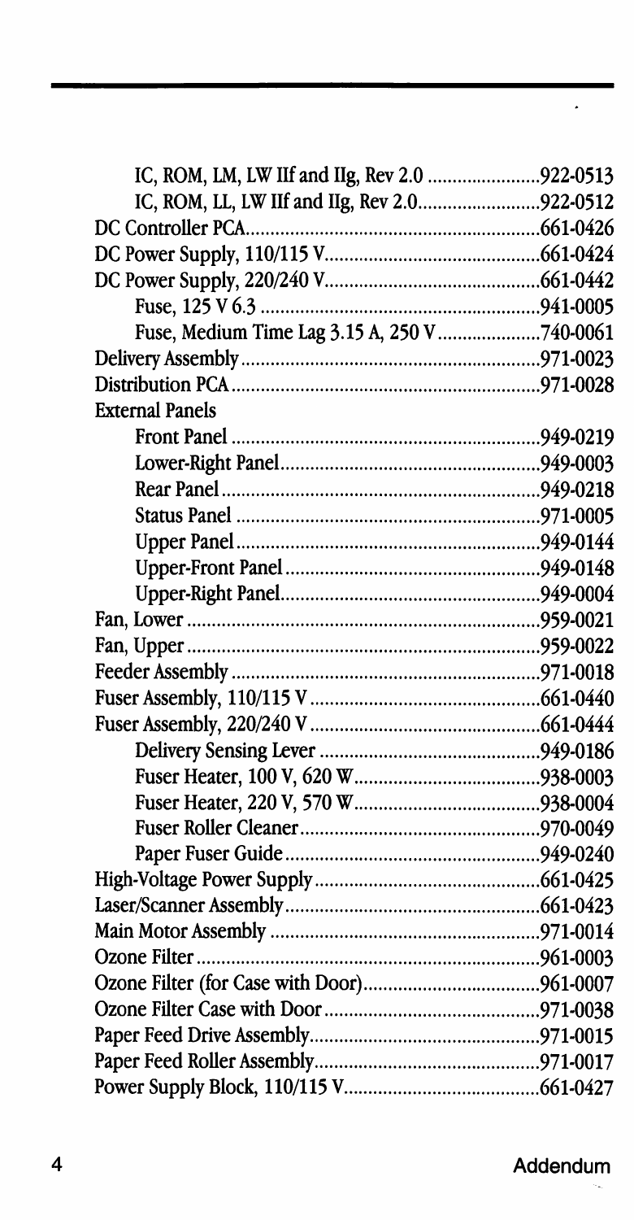| Part | Part Number |
|---|---|
| IC, ROM, LM, LW IIf and IIg, Rev 2.0 | 922-0513 |
| IC, ROM, LL, LW IIf and IIg, Rev 2.0 | 922-0512 |
| DC Controller PCA | 661-0426 |
| DC Power Supply, 110/115 V | 661-0424 |
| DC Power Supply, 220/240 V | 661-0442 |
| Fuse, 125 V 6.3 | 941-0005 |
| Fuse, Medium Time Lag 3.15 A, 250 V | 740-0061 |
| Delivery Assembly | 971-0023 |
| Distribution PCA | 971-0028 |
| External Panels | |
| Front Panel | 949-0219 |
| Lower-Right Panel | 949-0003 |
| Rear Panel | 949-0218 |
| Status Panel | 971-0005 |
| Upper Panel | 949-0144 |
| Upper-Front Panel | 949-0148 |
| Upper-Right Panel | 949-0004 |
| Fan, Lower | 959-0021 |
| Fan, Upper | 959-0022 |
| Feeder Assembly | 971-0018 |
| Fuser Assembly, 110/115 V | 661-0440 |
| Fuser Assembly, 220/240 V | 661-0444 |
| Delivery Sensing Lever | 949-0186 |
| Fuser Heater, 100 V, 620 W | 938-0003 |
| Fuser Heater, 220 V, 570 W | 938-0004 |
| Fuser Roller Cleaner | 970-0049 |
| Paper Fuser Guide | 949-0240 |
| High-Voltage Power Supply | 661-0425 |
| Laser/Scanner Assembly | 661-0423 |
| Main Motor Assembly | 971-0014 |
| Ozone Filter | 961-0003 |
| Ozone Filter (for Case with Door) | 961-0007 |
| Ozone Filter Case with Door | 971-0038 |
| Paper Feed Drive Assembly | 971-0015 |
| Paper Feed Roller Assembly | 971-0017 |
| Power Supply Block, 110/115 V | 661-0427 |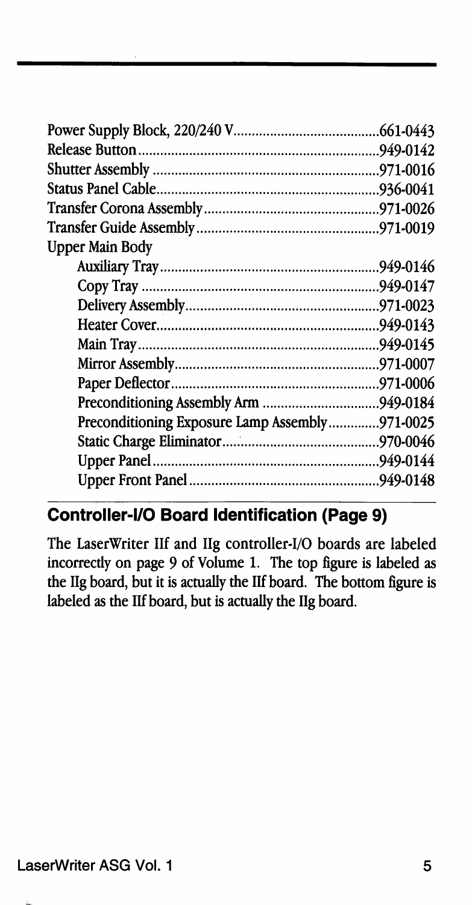| Part | Part Number |
| --- | --- |
| Power Supply Block, 220/240 V | 661-0443 |
| Release Button | 949-0142 |
| Shutter Assembly | 971-0016 |
| Status Panel Cable | 936-0041 |
| Transfer Corona Assembly | 971-0026 |
| Transfer Guide Assembly | 971-0019 |
| Upper Main Body | |
| Auxiliary Tray | 949-0146 |
| Copy Tray | 949-0147 |
| Delivery Assembly | 971-0023 |
| Heater Cover | 949-0143 |
| Main Tray | 949-0145 |
| Mirror Assembly | 971-0007 |
| Paper Deflector | 971-0006 |
| Preconditioning Assembly Arm | 949-0184 |
| Preconditioning Exposure Lamp Assembly | 971-0025 |
| Static Charge Eliminator | 970-0046 |
| Upper Panel | 949-0144 |
| Upper Front Panel | 949-0148 |

## Controller-I/O Board Identification (Page 9)

The LaserWriter IIf and IIg controller-I/O boards are labeled incorrectly on page 9 of Volume 1. The top figure is labeled as the IIg board, but it is actually the IIf board. The bottom figure is labeled as the IIf board, but is actually the IIg board.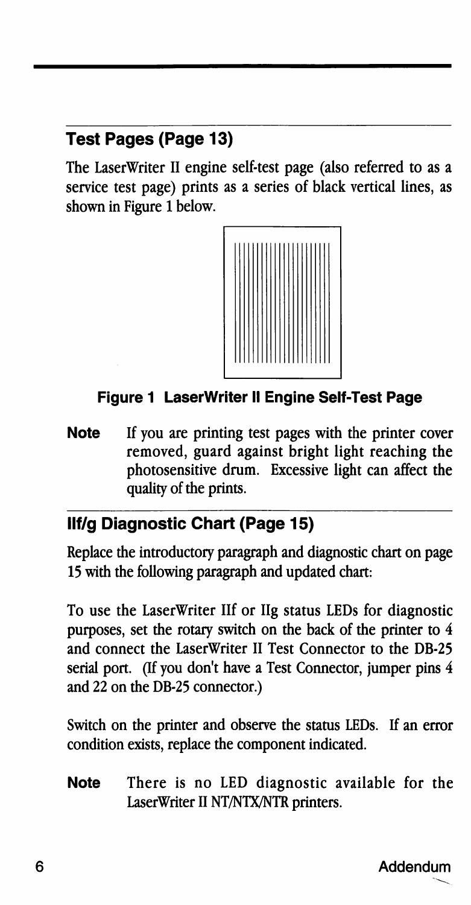## Test Pages (Page 13)

The LaserWriter II engine self-test page (also referred to as a service test page) prints as a series of black vertical lines, as shown in Figure 1 below.

**Figure 1 LaserWriter II Engine Self-Test Page**

**Note** If you are printing test pages with the printer cover removed, guard against bright light reaching the photosensitive drum. Excessive light can affect the quality of the prints.

## IIf/g Diagnostic Chart (Page 15)

Replace the introductory paragraph and diagnostic chart on page 15 with the following paragraph and updated chart:

To use the LaserWriter IIf or IIg status LEDs for diagnostic purposes, set the rotary switch on the back of the printer to 4 and connect the LaserWriter II Test Connector to the DB-25 serial port. (If you don't have a Test Connector, jumper pins 4 and 22 on the DB-25 connector.)

Switch on the printer and observe the status LEDs. If an error condition exists, replace the component indicated.

**Note** There is no LED diagnostic available for the LaserWriter II NT/NTX/NTR printers.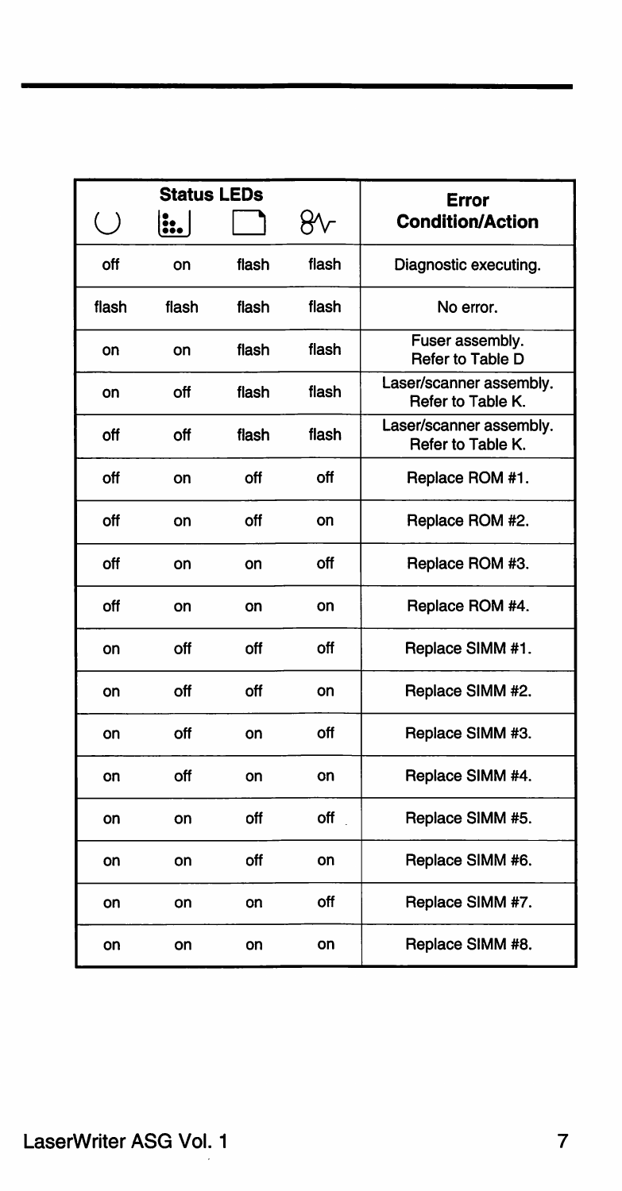| Status LEDs | | | | Error Condition/Action |
|---|---|---|---|---|
| ◯ | ⁝ | ▭ | ∿ | |
| off | on | flash | flash | Diagnostic executing. |
| flash | flash | flash | flash | No error. |
| on | on | flash | flash | Fuser assembly. Refer to Table D |
| on | off | flash | flash | Laser/scanner assembly. Refer to Table K. |
| off | off | flash | flash | Laser/scanner assembly. Refer to Table K. |
| off | on | off | off | Replace ROM #1. |
| off | on | off | on | Replace ROM #2. |
| off | on | on | off | Replace ROM #3. |
| off | on | on | on | Replace ROM #4. |
| on | off | off | off | Replace SIMM #1. |
| on | off | off | on | Replace SIMM #2. |
| on | off | on | off | Replace SIMM #3. |
| on | off | on | on | Replace SIMM #4. |
| on | on | off | off | Replace SIMM #5. |
| on | on | off | on | Replace SIMM #6. |
| on | on | on | off | Replace SIMM #7. |
| on | on | on | on | Replace SIMM #8. |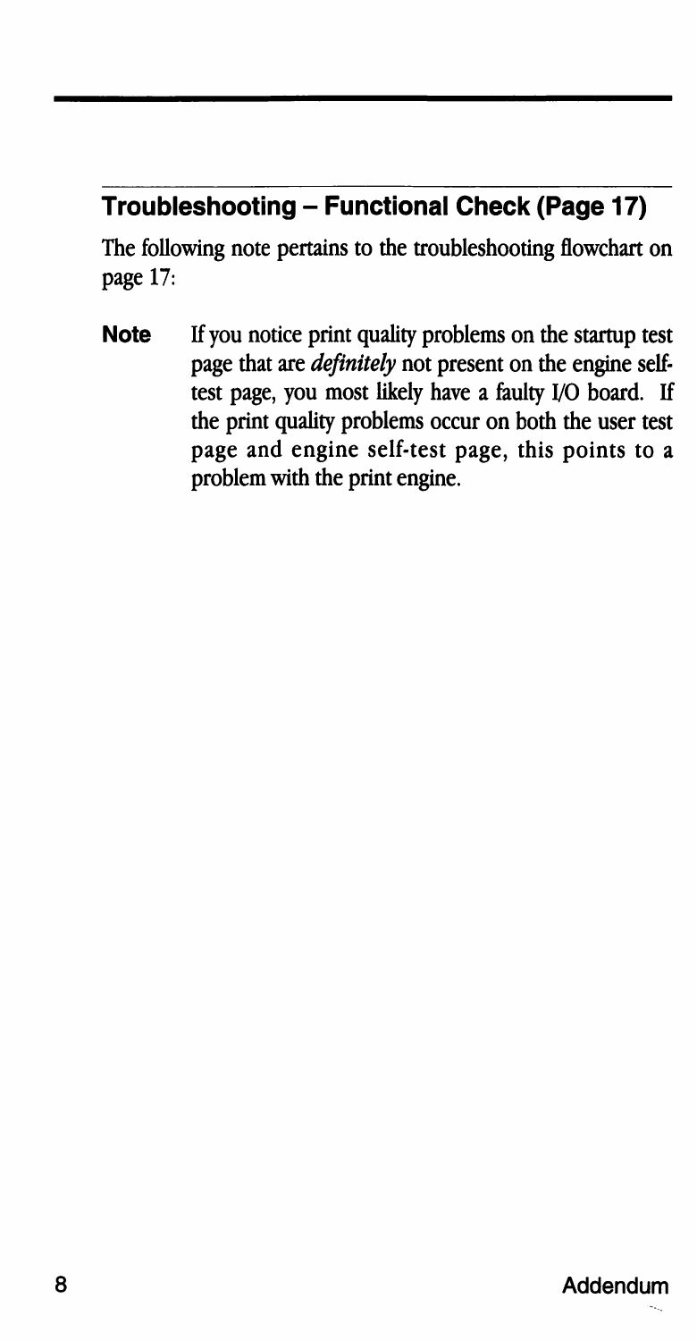## Troubleshooting – Functional Check (Page 17)

The following note pertains to the troubleshooting flowchart on page 17:

**Note** If you notice print quality problems on the startup test page that are *definitely* not present on the engine self-test page, you most likely have a faulty I/O board. If the print quality problems occur on both the user test page and engine self-test page, this points to a problem with the print engine.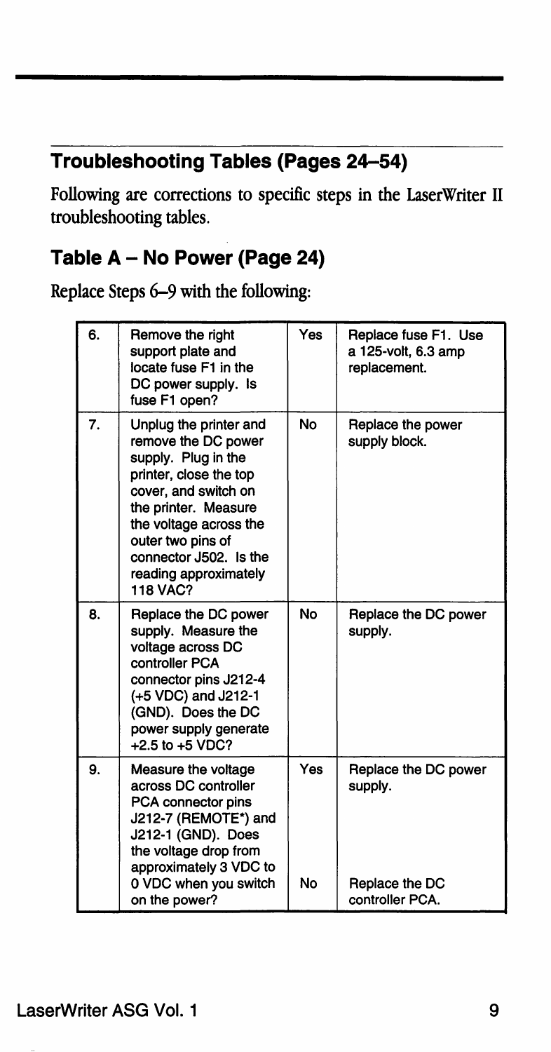## Troubleshooting Tables (Pages 24–54)

Following are corrections to specific steps in the LaserWriter II troubleshooting tables.

## Table A – No Power (Page 24)

Replace Steps 6–9 with the following:

| | | | |
|---|---|---|---|
| 6. | Remove the right support plate and locate fuse F1 in the DC power supply. Is fuse F1 open? | Yes | Replace fuse F1. Use a 125-volt, 6.3 amp replacement. |
| 7. | Unplug the printer and remove the DC power supply. Plug in the printer, close the top cover, and switch on the printer. Measure the voltage across the outer two pins of connector J502. Is the reading approximately 118 VAC? | No | Replace the power supply block. |
| 8. | Replace the DC power supply. Measure the voltage across DC controller PCA connector pins J212-4 (+5 VDC) and J212-1 (GND). Does the DC power supply generate +2.5 to +5 VDC? | No | Replace the DC power supply. |
| 9. | Measure the voltage across DC controller PCA connector pins J212-7 (REMOTE*) and J212-1 (GND). Does the voltage drop from approximately 3 VDC to 0 VDC when you switch on the power? | Yes | Replace the DC power supply. |
| | | No | Replace the DC controller PCA. |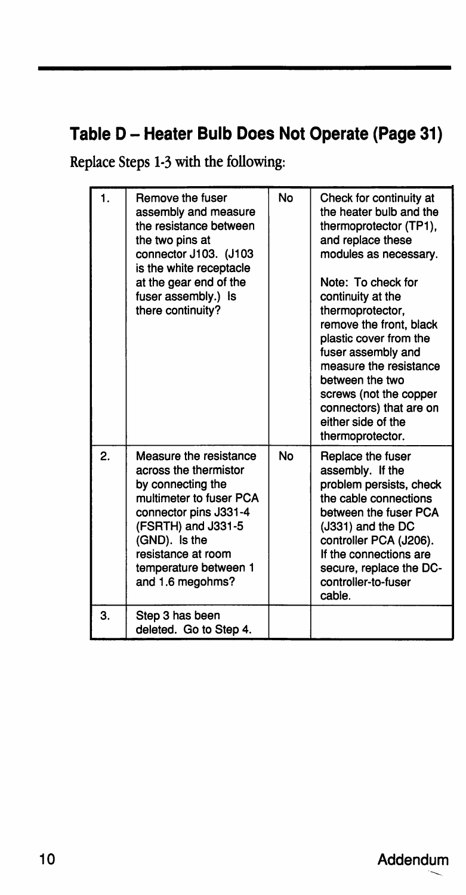## Table D – Heater Bulb Does Not Operate (Page 31)

Replace Steps 1-3 with the following:

| | | | |
|---|---|---|---|
| 1. | Remove the fuser assembly and measure the resistance between the two pins at connector J103. (J103 is the white receptacle at the gear end of the fuser assembly.) Is there continuity? | No | Check for continuity at the heater bulb and the thermoprotector (TP1), and replace these modules as necessary.<br><br>Note: To check for continuity at the thermoprotector, remove the front, black plastic cover from the fuser assembly and measure the resistance between the two screws (not the copper connectors) that are on either side of the thermoprotector. |
| 2. | Measure the resistance across the thermistor by connecting the multimeter to fuser PCA connector pins J331-4 (FSRTH) and J331-5 (GND). Is the resistance at room temperature between 1 and 1.6 megohms? | No | Replace the fuser assembly. If the problem persists, check the cable connections between the fuser PCA (J331) and the DC controller PCA (J206). If the connections are secure, replace the DC-controller-to-fuser cable. |
| 3. | Step 3 has been deleted. Go to Step 4. | | |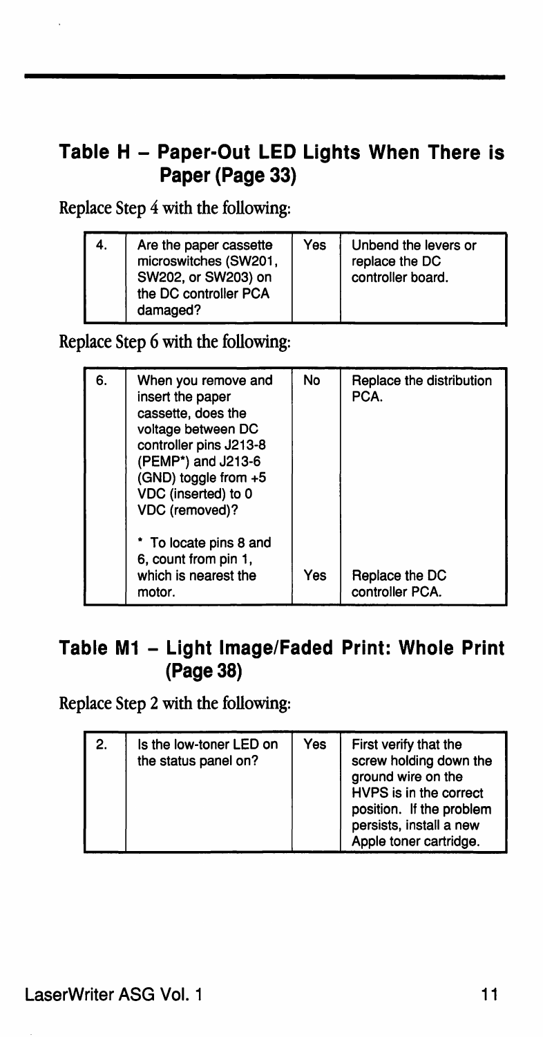## Table H – Paper-Out LED Lights When There is Paper (Page 33)

Replace Step 4 with the following:

| | | | |
|---|---|---|---|
| 4. | Are the paper cassette microswitches (SW201, SW202, or SW203) on the DC controller PCA damaged? | Yes | Unbend the levers or replace the DC controller board. |

Replace Step 6 with the following:

| | | | |
|---|---|---|---|
| 6. | When you remove and insert the paper cassette, does the voltage between DC controller pins J213-8 (PEMP*) and J213-6 (GND) toggle from +5 VDC (inserted) to 0 VDC (removed)? | No | Replace the distribution PCA. |
| | * To locate pins 8 and 6, count from pin 1, which is nearest the motor. | Yes | Replace the DC controller PCA. |

## Table M1 – Light Image/Faded Print: Whole Print (Page 38)

Replace Step 2 with the following:

| | | | |
|---|---|---|---|
| 2. | Is the low-toner LED on the status panel on? | Yes | First verify that the screw holding down the ground wire on the HVPS is in the correct position. If the problem persists, install a new Apple toner cartridge. |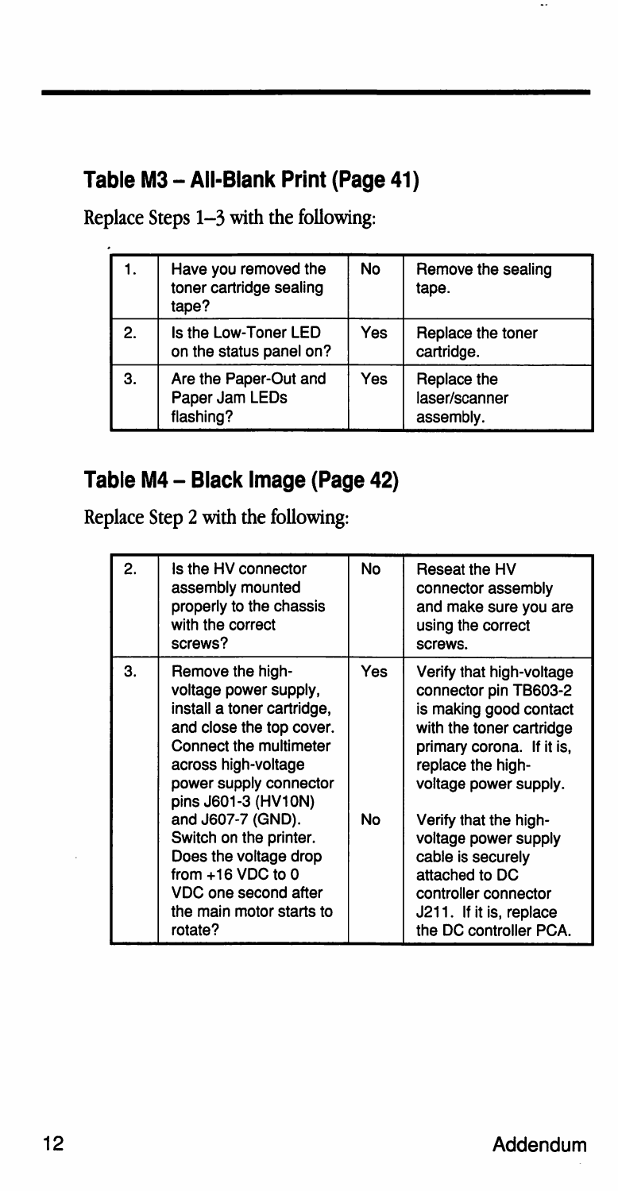## Table M3 – All-Blank Print (Page 41)

Replace Steps 1–3 with the following:

| | | | |
|---|---|---|---|
| 1. | Have you removed the toner cartridge sealing tape? | No | Remove the sealing tape. |
| 2. | Is the Low-Toner LED on the status panel on? | Yes | Replace the toner cartridge. |
| 3. | Are the Paper-Out and Paper Jam LEDs flashing? | Yes | Replace the laser/scanner assembly. |

## Table M4 – Black Image (Page 42)

Replace Step 2 with the following:

| | | | |
|---|---|---|---|
| 2. | Is the HV connector assembly mounted properly to the chassis with the correct screws? | No | Reseat the HV connector assembly and make sure you are using the correct screws. |
| 3. | Remove the high-voltage power supply, install a toner cartridge, and close the top cover. Connect the multimeter across high-voltage power supply connector pins J601-3 (HV1ON) and J607-7 (GND). Switch on the printer. Does the voltage drop from +16 VDC to 0 VDC one second after the main motor starts to rotate? | Yes | Verify that high-voltage connector pin TB603-2 is making good contact with the toner cartridge primary corona. If it is, replace the high-voltage power supply. |
| | | No | Verify that the high-voltage power supply cable is securely attached to DC controller connector J211. If it is, replace the DC controller PCA. |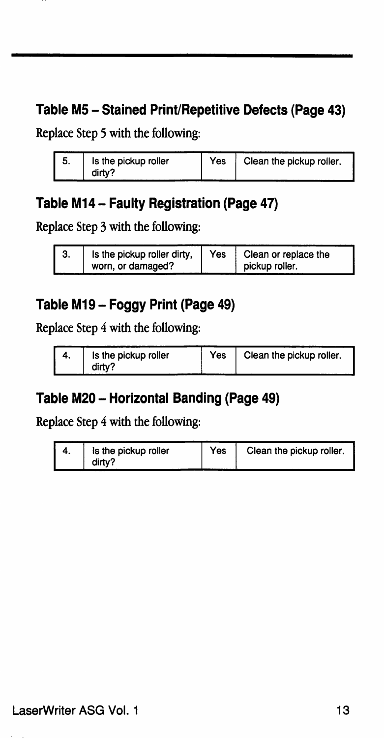## Table M5 – Stained Print/Repetitive Defects (Page 43)

Replace Step 5 with the following:

| | | | |
|---|---|---|---|
| 5. | Is the pickup roller dirty? | Yes | Clean the pickup roller. |

## Table M14 – Faulty Registration (Page 47)

Replace Step 3 with the following:

| | | | |
|---|---|---|---|
| 3. | Is the pickup roller dirty, worn, or damaged? | Yes | Clean or replace the pickup roller. |

## Table M19 – Foggy Print (Page 49)

Replace Step 4 with the following:

| | | | |
|---|---|---|---|
| 4. | Is the pickup roller dirty? | Yes | Clean the pickup roller. |

## Table M20 – Horizontal Banding (Page 49)

Replace Step 4 with the following:

| | | | |
|---|---|---|---|
| 4. | Is the pickup roller dirty? | Yes | Clean the pickup roller. |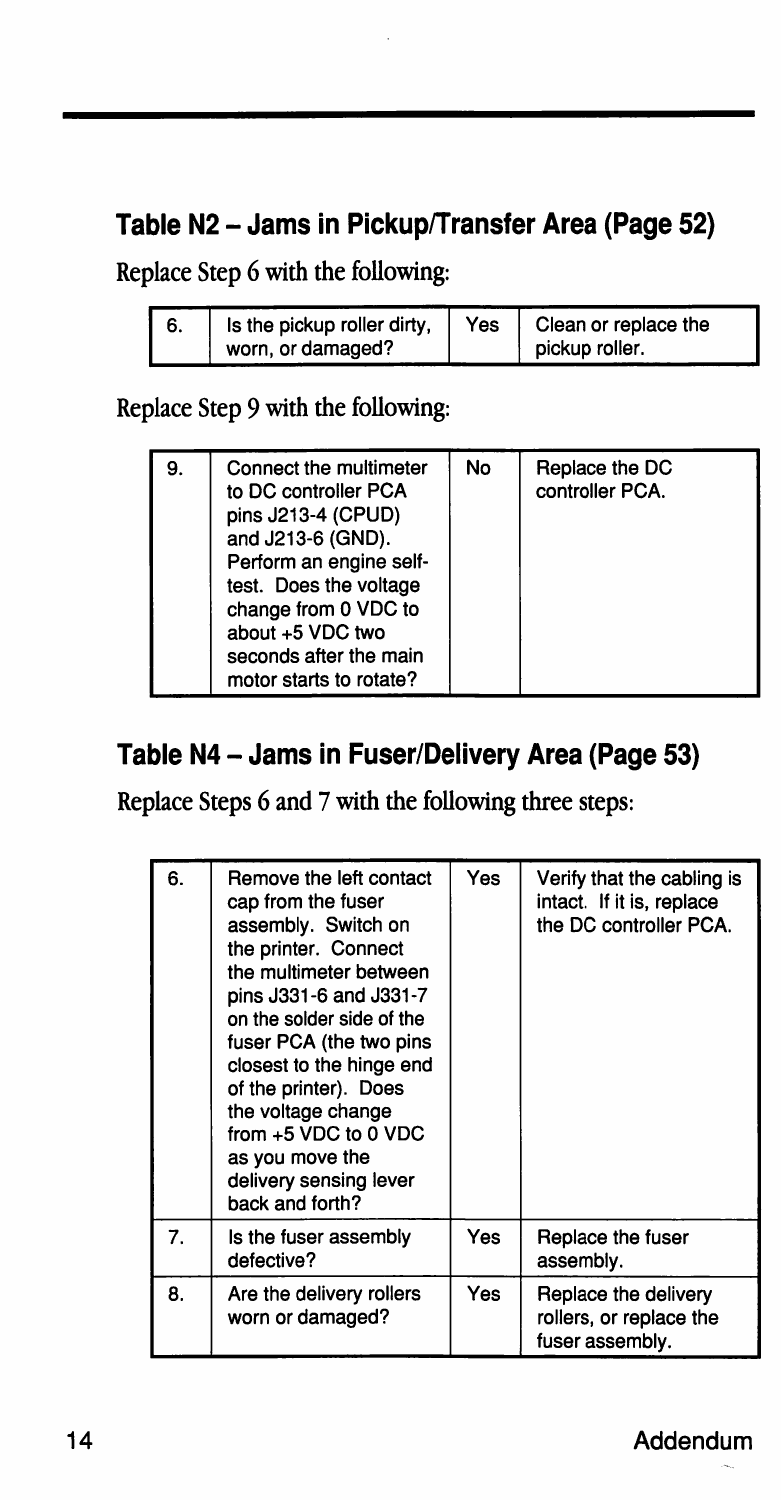## Table N2 – Jams in Pickup/Transfer Area (Page 52)

Replace Step 6 with the following:

| | | | |
|---|---|---|---|
| 6. | Is the pickup roller dirty, worn, or damaged? | Yes | Clean or replace the pickup roller. |

Replace Step 9 with the following:

| | | | |
|---|---|---|---|
| 9. | Connect the multimeter to DC controller PCA pins J213-4 (CPUD) and J213-6 (GND). Perform an engine self-test. Does the voltage change from 0 VDC to about +5 VDC two seconds after the main motor starts to rotate? | No | Replace the DC controller PCA. |

## Table N4 – Jams in Fuser/Delivery Area (Page 53)

Replace Steps 6 and 7 with the following three steps:

| | | | |
|---|---|---|---|
| 6. | Remove the left contact cap from the fuser assembly. Switch on the printer. Connect the multimeter between pins J331-6 and J331-7 on the solder side of the fuser PCA (the two pins closest to the hinge end of the printer). Does the voltage change from +5 VDC to 0 VDC as you move the delivery sensing lever back and forth? | Yes | Verify that the cabling is intact. If it is, replace the DC controller PCA. |
| 7. | Is the fuser assembly defective? | Yes | Replace the fuser assembly. |
| 8. | Are the delivery rollers worn or damaged? | Yes | Replace the delivery rollers, or replace the fuser assembly. |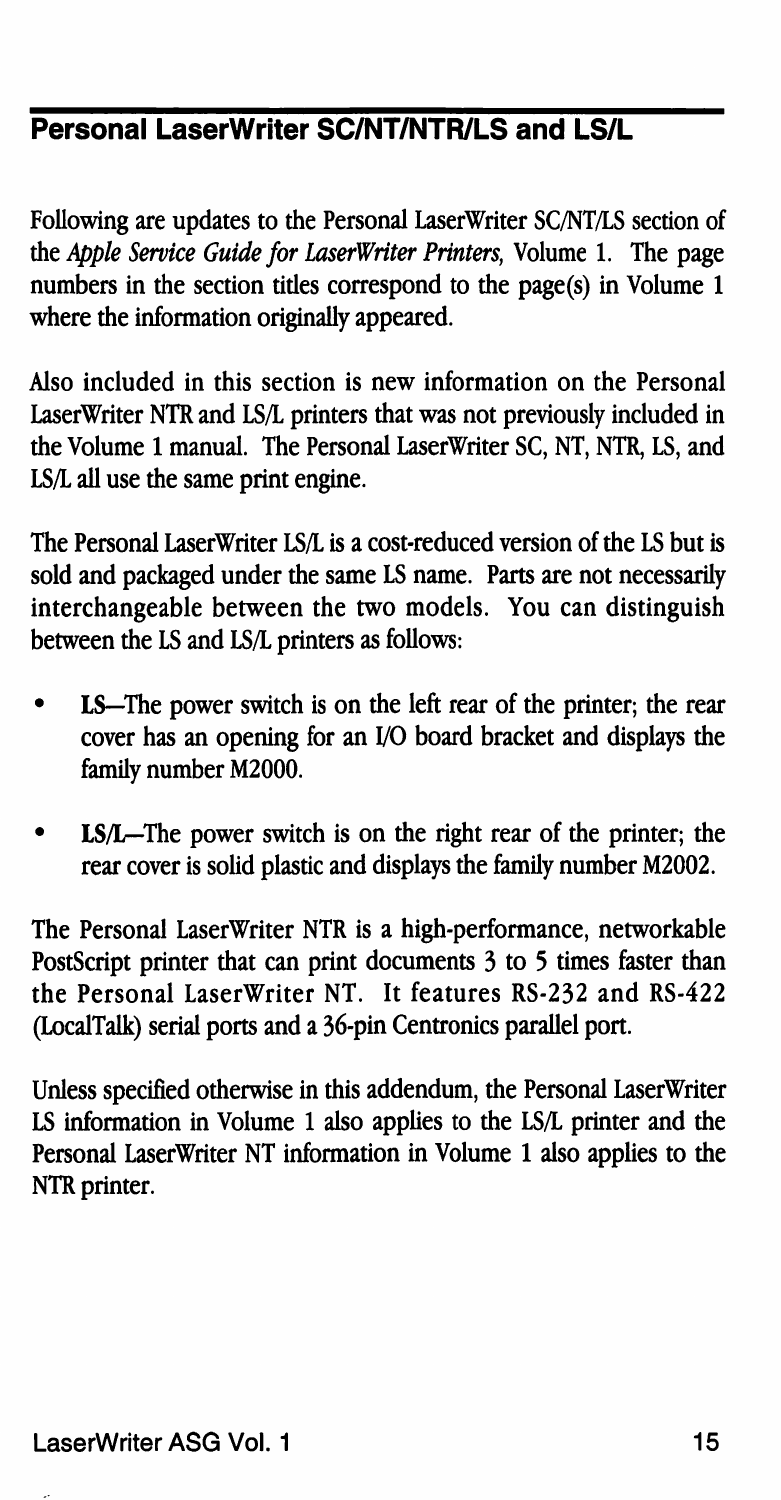## Personal LaserWriter SC/NT/NTR/LS and LS/L

Following are updates to the Personal LaserWriter SC/NT/LS section of the *Apple Service Guide for LaserWriter Printers,* Volume 1. The page numbers in the section titles correspond to the page(s) in Volume 1 where the information originally appeared.

Also included in this section is new information on the Personal LaserWriter NTR and LS/L printers that was not previously included in the Volume 1 manual. The Personal LaserWriter SC, NT, NTR, LS, and LS/L all use the same print engine.

The Personal LaserWriter LS/L is a cost-reduced version of the LS but is sold and packaged under the same LS name. Parts are not necessarily interchangeable between the two models. You can distinguish between the LS and LS/L printers as follows:

- **LS**—The power switch is on the left rear of the printer; the rear cover has an opening for an I/O board bracket and displays the family number M2000.
- **LS/L**—The power switch is on the right rear of the printer; the rear cover is solid plastic and displays the family number M2002.

The Personal LaserWriter NTR is a high-performance, networkable PostScript printer that can print documents 3 to 5 times faster than the Personal LaserWriter NT. It features RS-232 and RS-422 (LocalTalk) serial ports and a 36-pin Centronics parallel port.

Unless specified otherwise in this addendum, the Personal LaserWriter LS information in Volume 1 also applies to the LS/L printer and the Personal LaserWriter NT information in Volume 1 also applies to the NTR printer.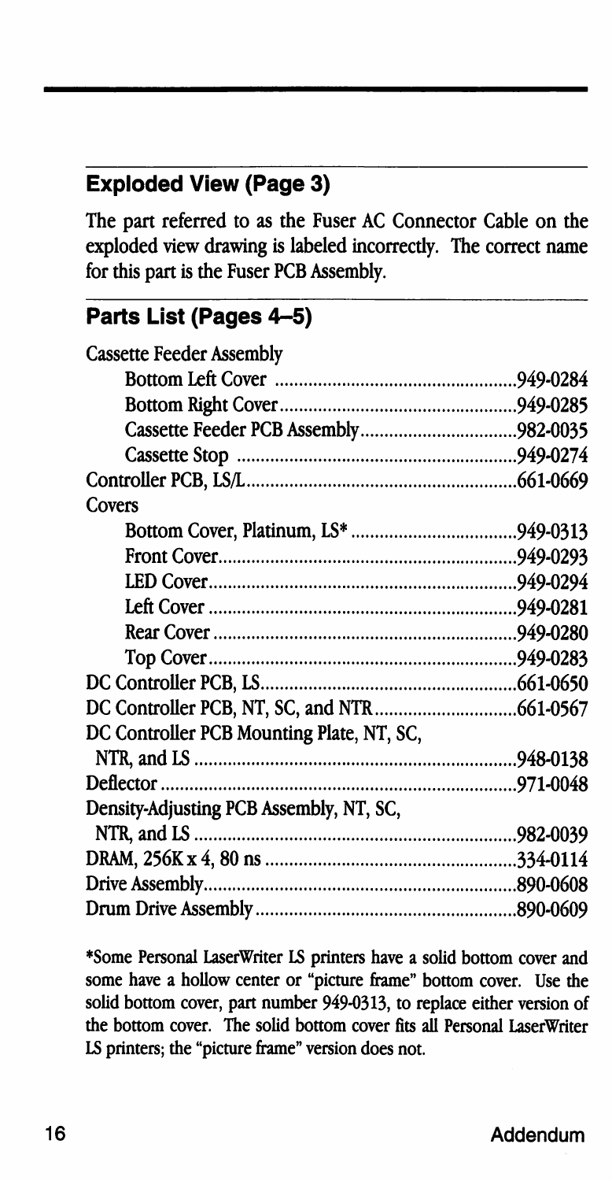## Exploded View (Page 3)

The part referred to as the Fuser AC Connector Cable on the exploded view drawing is labeled incorrectly. The correct name for this part is the Fuser PCB Assembly.

## Parts List (Pages 4–5)

| Part | Part Number |
|---|---|
| Cassette Feeder Assembly | |
| Bottom Left Cover | 949-0284 |
| Bottom Right Cover | 949-0285 |
| Cassette Feeder PCB Assembly | 982-0035 |
| Cassette Stop | 949-0274 |
| Controller PCB, LS/L | 661-0669 |
| Covers | |
| Bottom Cover, Platinum, LS* | 949-0313 |
| Front Cover | 949-0293 |
| LED Cover | 949-0294 |
| Left Cover | 949-0281 |
| Rear Cover | 949-0280 |
| Top Cover | 949-0283 |
| DC Controller PCB, LS | 661-0650 |
| DC Controller PCB, NT, SC, and NTR | 661-0567 |
| DC Controller PCB Mounting Plate, NT, SC, NTR, and LS | 948-0138 |
| Deflector | 971-0048 |
| Density-Adjusting PCB Assembly, NT, SC, NTR, and LS | 982-0039 |
| DRAM, 256K x 4, 80 ns | 334-0114 |
| Drive Assembly | 890-0608 |
| Drum Drive Assembly | 890-0609 |

*Some Personal LaserWriter LS printers have a solid bottom cover and some have a hollow center or "picture frame" bottom cover. Use the solid bottom cover, part number 949-0313, to replace either version of the bottom cover. The solid bottom cover fits all Personal LaserWriter LS printers; the "picture frame" version does not.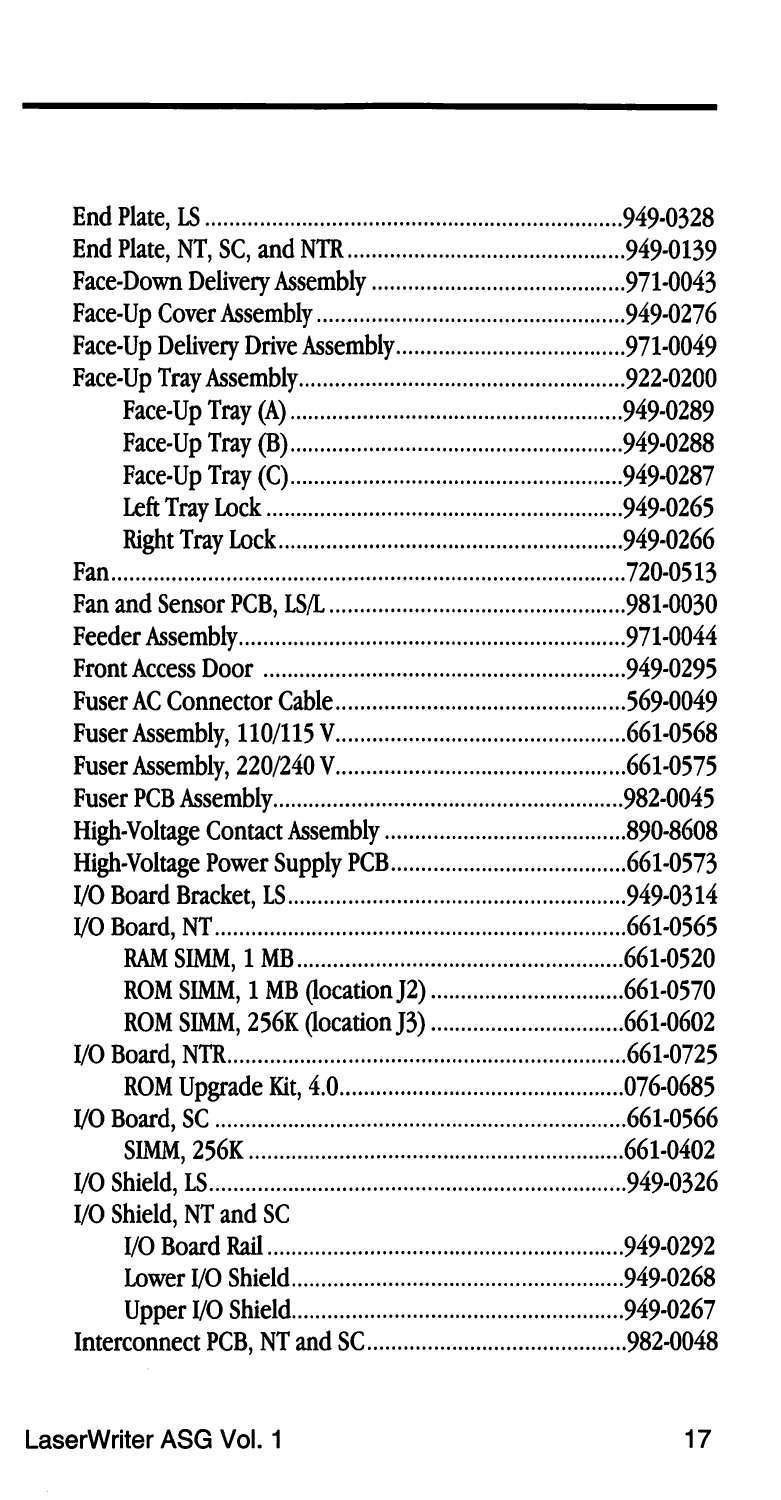| Part | Part Number |
| --- | --- |
| End Plate, LS | 949-0328 |
| End Plate, NT, SC, and NTR | 949-0139 |
| Face-Down Delivery Assembly | 971-0043 |
| Face-Up Cover Assembly | 949-0276 |
| Face-Up Delivery Drive Assembly | 971-0049 |
| Face-Up Tray Assembly | 922-0200 |
|     Face-Up Tray (A) | 949-0289 |
|     Face-Up Tray (B) | 949-0288 |
|     Face-Up Tray (C) | 949-0287 |
|     Left Tray Lock | 949-0265 |
|     Right Tray Lock | 949-0266 |
| Fan | 720-0513 |
| Fan and Sensor PCB, LS/L | 981-0030 |
| Feeder Assembly | 971-0044 |
| Front Access Door | 949-0295 |
| Fuser AC Connector Cable | 569-0049 |
| Fuser Assembly, 110/115 V | 661-0568 |
| Fuser Assembly, 220/240 V | 661-0575 |
| Fuser PCB Assembly | 982-0045 |
| High-Voltage Contact Assembly | 890-8608 |
| High-Voltage Power Supply PCB | 661-0573 |
| I/O Board Bracket, LS | 949-0314 |
| I/O Board, NT | 661-0565 |
|     RAM SIMM, 1 MB | 661-0520 |
|     ROM SIMM, 1 MB (location J2) | 661-0570 |
|     ROM SIMM, 256K (location J3) | 661-0602 |
| I/O Board, NTR | 661-0725 |
|     ROM Upgrade Kit, 4.0 | 076-0685 |
| I/O Board, SC | 661-0566 |
|     SIMM, 256K | 661-0402 |
| I/O Shield, LS | 949-0326 |
| I/O Shield, NT and SC | |
|     I/O Board Rail | 949-0292 |
|     Lower I/O Shield | 949-0268 |
|     Upper I/O Shield | 949-0267 |
| Interconnect PCB, NT and SC | 982-0048 |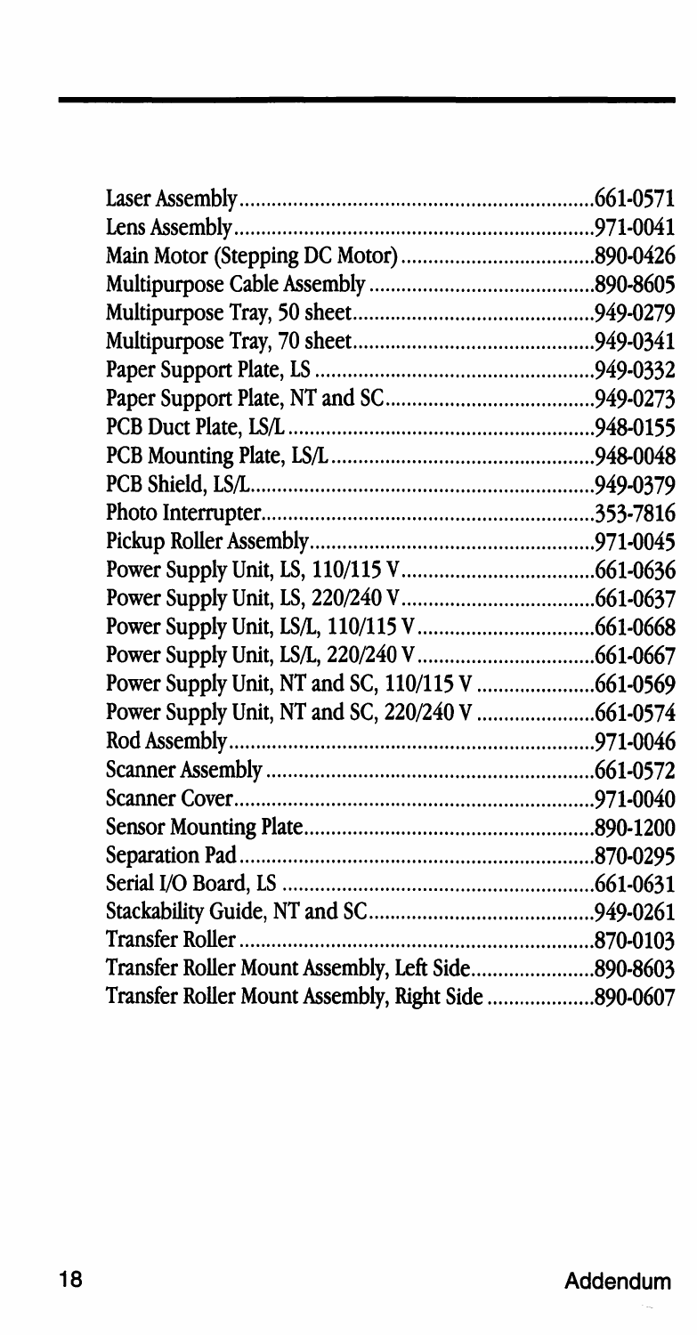| Part | Number |
|---|---|
| Laser Assembly | 661-0571 |
| Lens Assembly | 971-0041 |
| Main Motor (Stepping DC Motor) | 890-0426 |
| Multipurpose Cable Assembly | 890-8605 |
| Multipurpose Tray, 50 sheet | 949-0279 |
| Multipurpose Tray, 70 sheet | 949-0341 |
| Paper Support Plate, LS | 949-0332 |
| Paper Support Plate, NT and SC | 949-0273 |
| PCB Duct Plate, LS/L | 948-0155 |
| PCB Mounting Plate, LS/L | 948-0048 |
| PCB Shield, LS/L | 949-0379 |
| Photo Interrupter | 353-7816 |
| Pickup Roller Assembly | 971-0045 |
| Power Supply Unit, LS, 110/115 V | 661-0636 |
| Power Supply Unit, LS, 220/240 V | 661-0637 |
| Power Supply Unit, LS/L, 110/115 V | 661-0668 |
| Power Supply Unit, LS/L, 220/240 V | 661-0667 |
| Power Supply Unit, NT and SC, 110/115 V | 661-0569 |
| Power Supply Unit, NT and SC, 220/240 V | 661-0574 |
| Rod Assembly | 971-0046 |
| Scanner Assembly | 661-0572 |
| Scanner Cover | 971-0040 |
| Sensor Mounting Plate | 890-1200 |
| Separation Pad | 870-0295 |
| Serial I/O Board, LS | 661-0631 |
| Stackability Guide, NT and SC | 949-0261 |
| Transfer Roller | 870-0103 |
| Transfer Roller Mount Assembly, Left Side | 890-8603 |
| Transfer Roller Mount Assembly, Right Side | 890-0607 |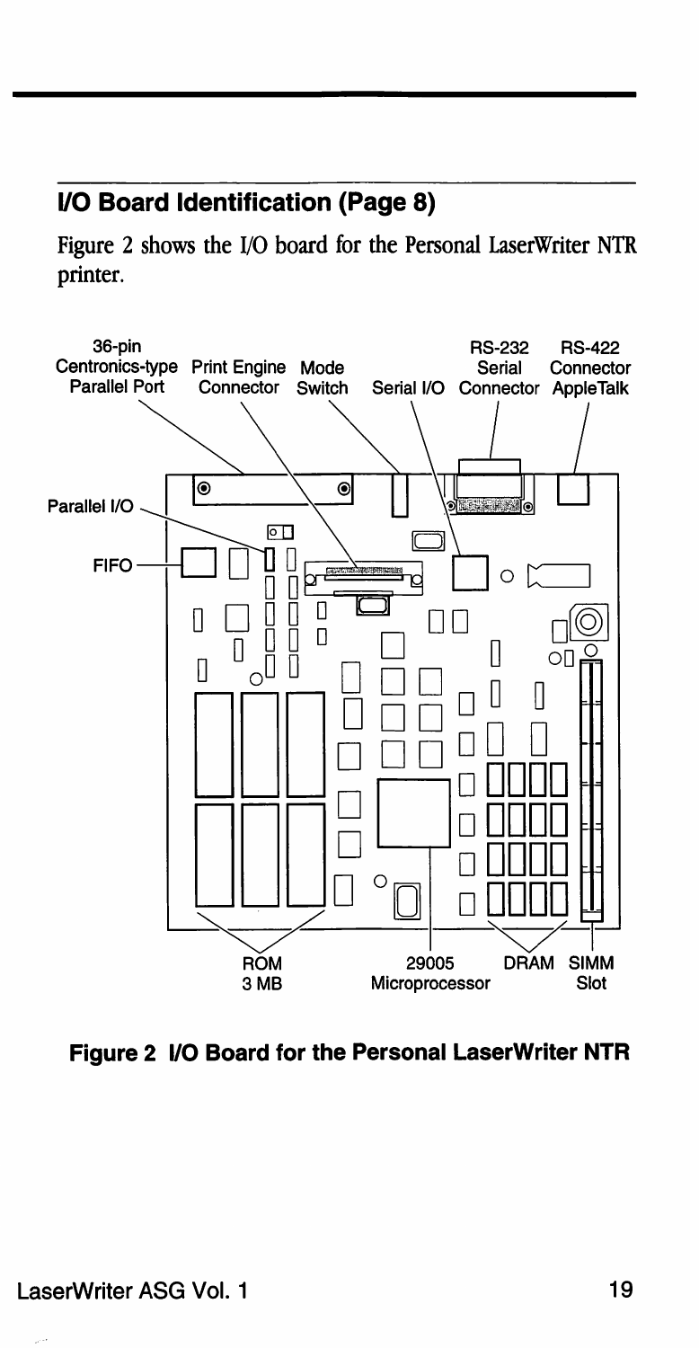## I/O Board Identification (Page 8)

Figure 2 shows the I/O board for the Personal LaserWriter NTR printer.

**Figure 2 I/O Board for the Personal LaserWriter NTR**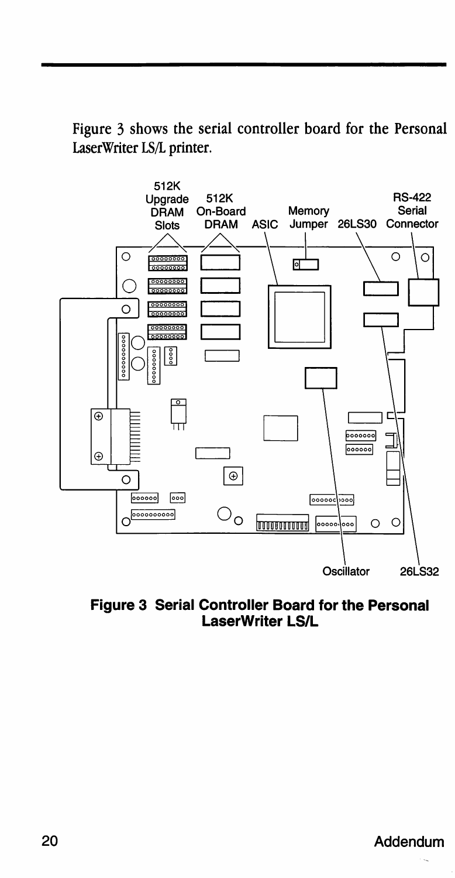Figure 3 shows the serial controller board for the Personal LaserWriter LS/L printer.

**Figure 3 Serial Controller Board for the Personal LaserWriter LS/L**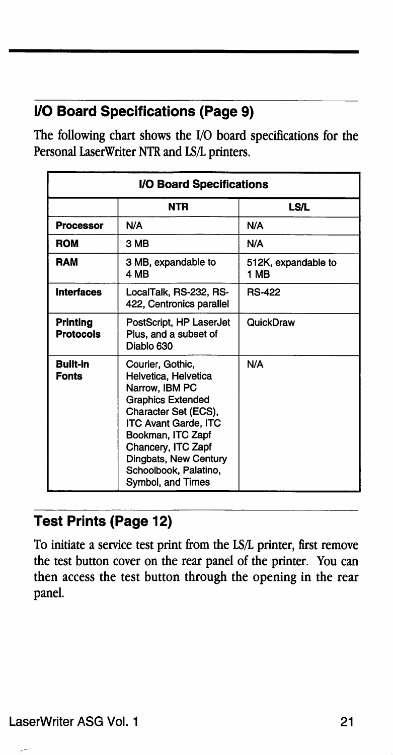## I/O Board Specifications (Page 9)

The following chart shows the I/O board specifications for the Personal LaserWriter NTR and LS/L printers.

| I/O Board Specifications | | |
|---|---|---|
| | **NTR** | **LS/L** |
| **Processor** | N/A | N/A |
| **ROM** | 3 MB | N/A |
| **RAM** | 3 MB, expandable to 4 MB | 512K, expandable to 1 MB |
| **Interfaces** | LocalTalk, RS-232, RS-422, Centronics parallel | RS-422 |
| **Printing Protocols** | PostScript, HP LaserJet Plus, and a subset of Diablo 630 | QuickDraw |
| **Built-In Fonts** | Courier, Gothic, Helvetica, Helvetica Narrow, IBM PC Graphics Extended Character Set (ECS), ITC Avant Garde, ITC Bookman, ITC Zapf Chancery, ITC Zapf Dingbats, New Century Schoolbook, Palatino, Symbol, and Times | N/A |

## Test Prints (Page 12)

To initiate a service test print from the LS/L printer, first remove the test button cover on the rear panel of the printer. You can then access the test button through the opening in the rear panel.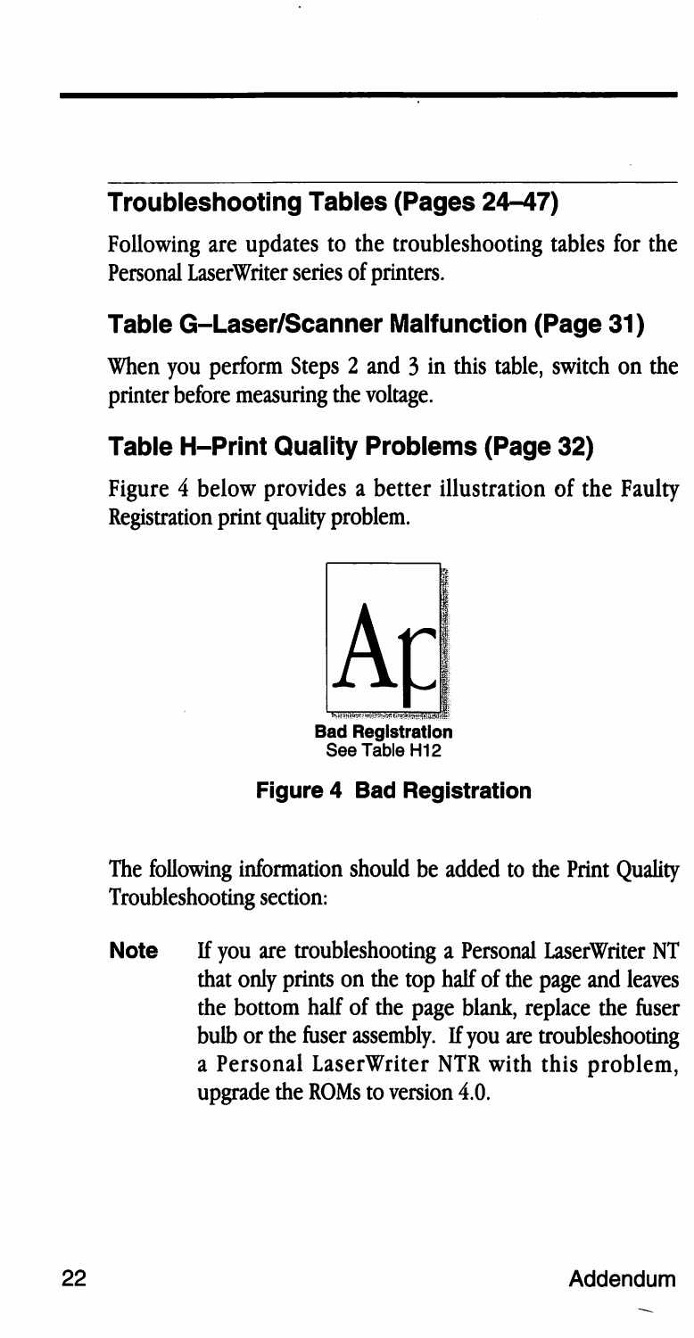## Troubleshooting Tables (Pages 24–47)

Following are updates to the troubleshooting tables for the Personal LaserWriter series of printers.

### Table G–Laser/Scanner Malfunction (Page 31)

When you perform Steps 2 and 3 in this table, switch on the printer before measuring the voltage.

### Table H–Print Quality Problems (Page 32)

Figure 4 below provides a better illustration of the Faulty Registration print quality problem.

**Bad Registration**
See Table H12

**Figure 4 Bad Registration**

The following information should be added to the Print Quality Troubleshooting section:

**Note** If you are troubleshooting a Personal LaserWriter NT that only prints on the top half of the page and leaves the bottom half of the page blank, replace the fuser bulb or the fuser assembly. If you are troubleshooting a Personal LaserWriter NTR with this problem, upgrade the ROMs to version 4.0.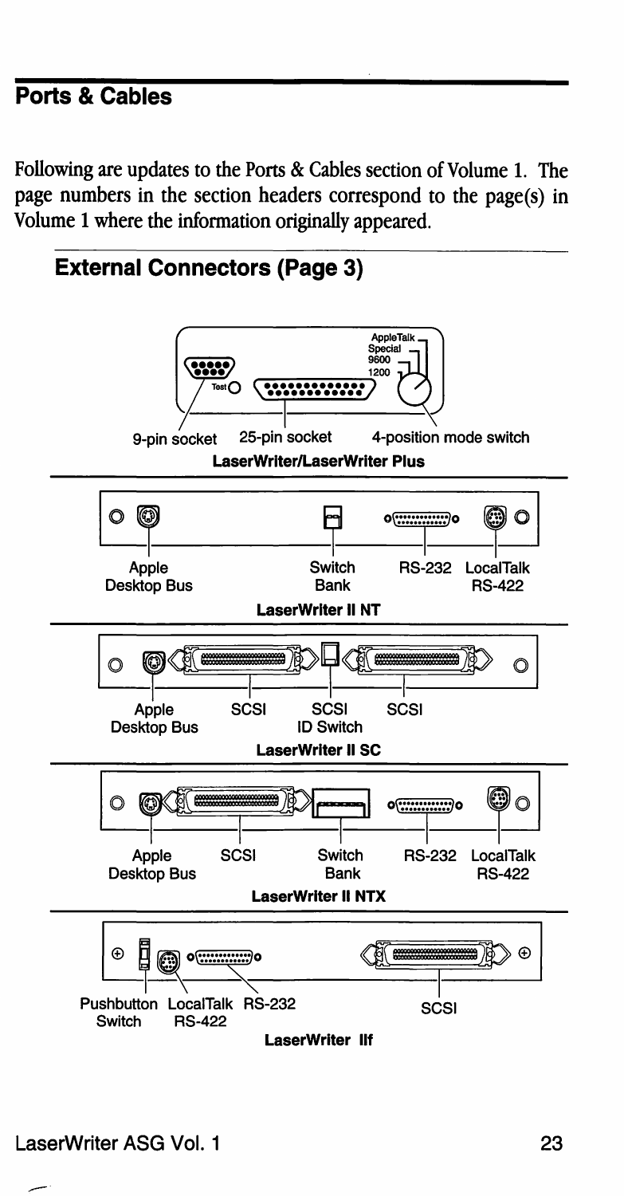## Ports & Cables

Following are updates to the Ports & Cables section of Volume 1. The page numbers in the section headers correspond to the page(s) in Volume 1 where the information originally appeared.

### External Connectors (Page 3)

AppleTalk
Special
9600
1200

Test

9-pin socket 25-pin socket 4-position mode switch

**LaserWriter/LaserWriter Plus**

Apple Desktop Bus Switch Bank RS-232 LocalTalk RS-422

**LaserWriter II NT**

Apple Desktop Bus SCSI SCSI ID Switch SCSI

**LaserWriter II SC**

Apple Desktop Bus SCSI Switch Bank RS-232 LocalTalk RS-422

**LaserWriter II NTX**

Pushbutton Switch LocalTalk RS-422 RS-232 SCSI

**LaserWriter IIf**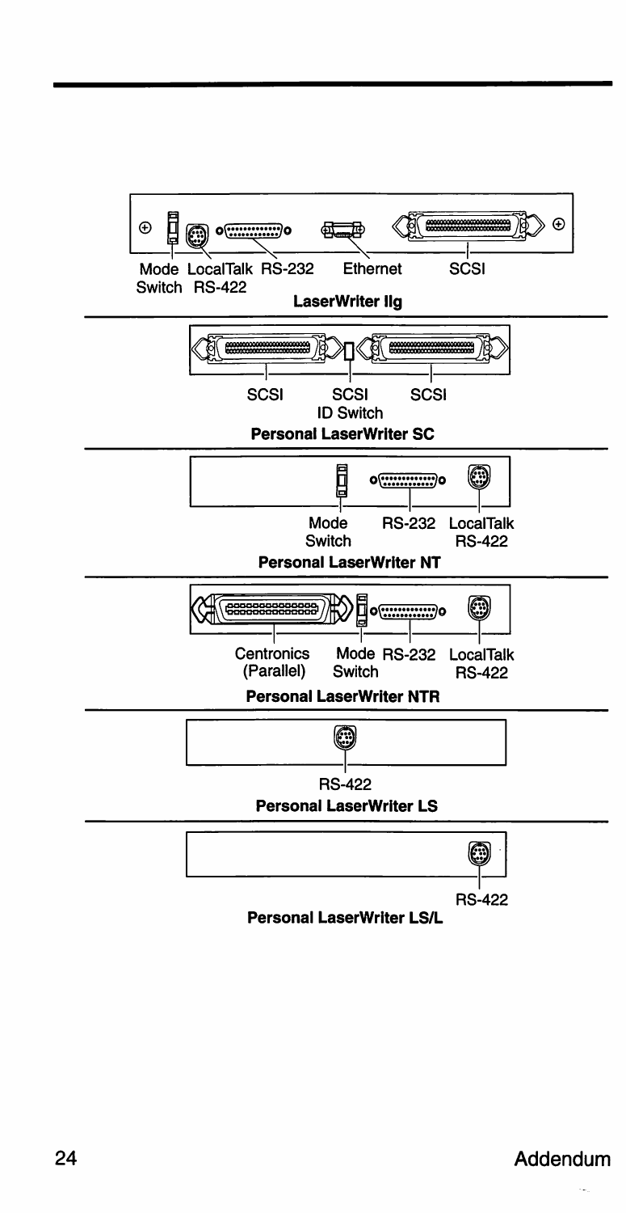Mode Switch LocalTalk RS-422 RS-232 Ethernet SCSI

**LaserWriter IIg**

SCSI SCSI ID Switch SCSI

**Personal LaserWriter SC**

Mode Switch RS-232 LocalTalk RS-422

**Personal LaserWriter NT**

Centronics (Parallel) Mode Switch RS-232 LocalTalk RS-422

**Personal LaserWriter NTR**

RS-422

**Personal LaserWriter LS**

RS-422

**Personal LaserWriter LS/L**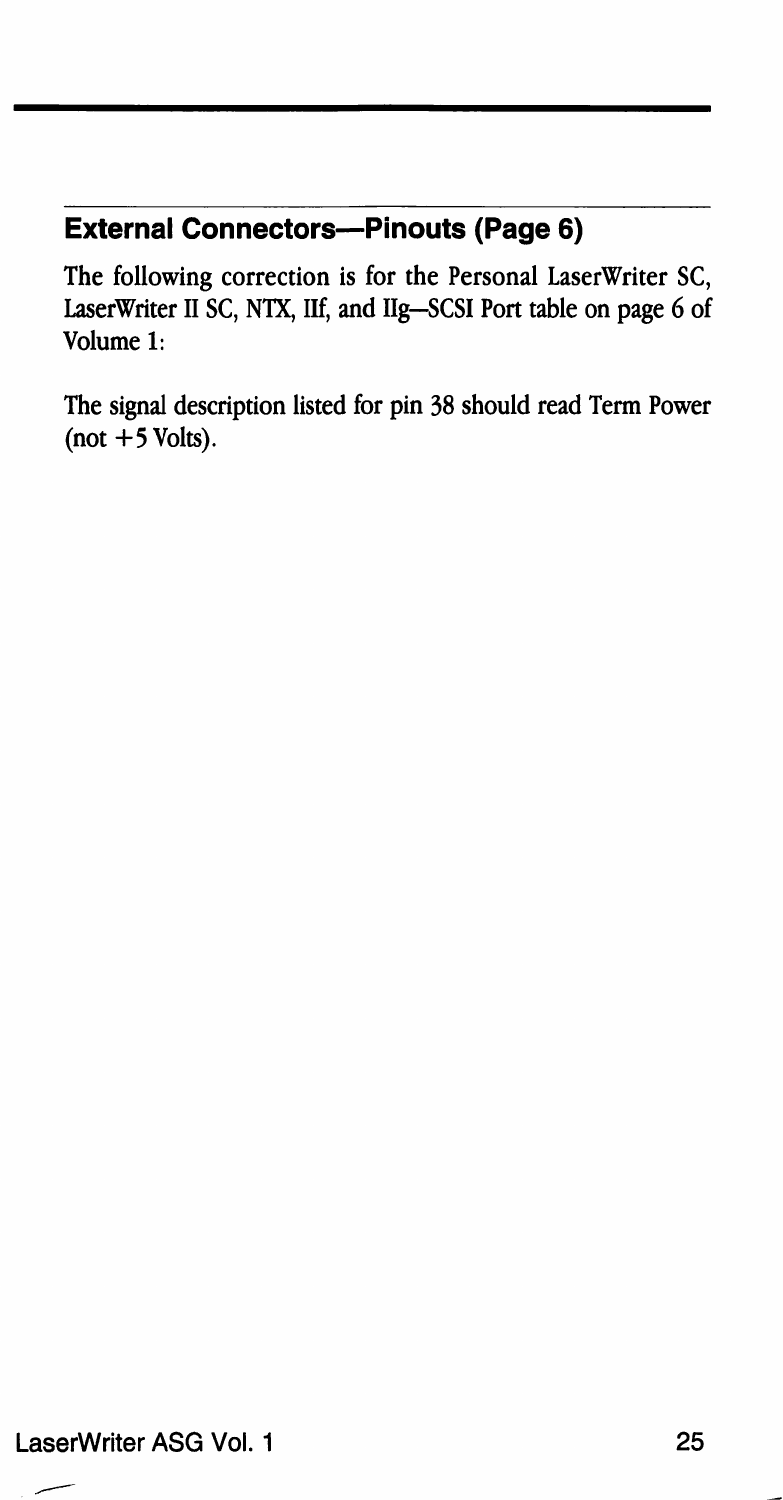## External Connectors—Pinouts (Page 6)

The following correction is for the Personal LaserWriter SC, LaserWriter II SC, NTX, IIf, and IIg–SCSI Port table on page 6 of Volume 1:

The signal description listed for pin 38 should read Term Power (not +5 Volts).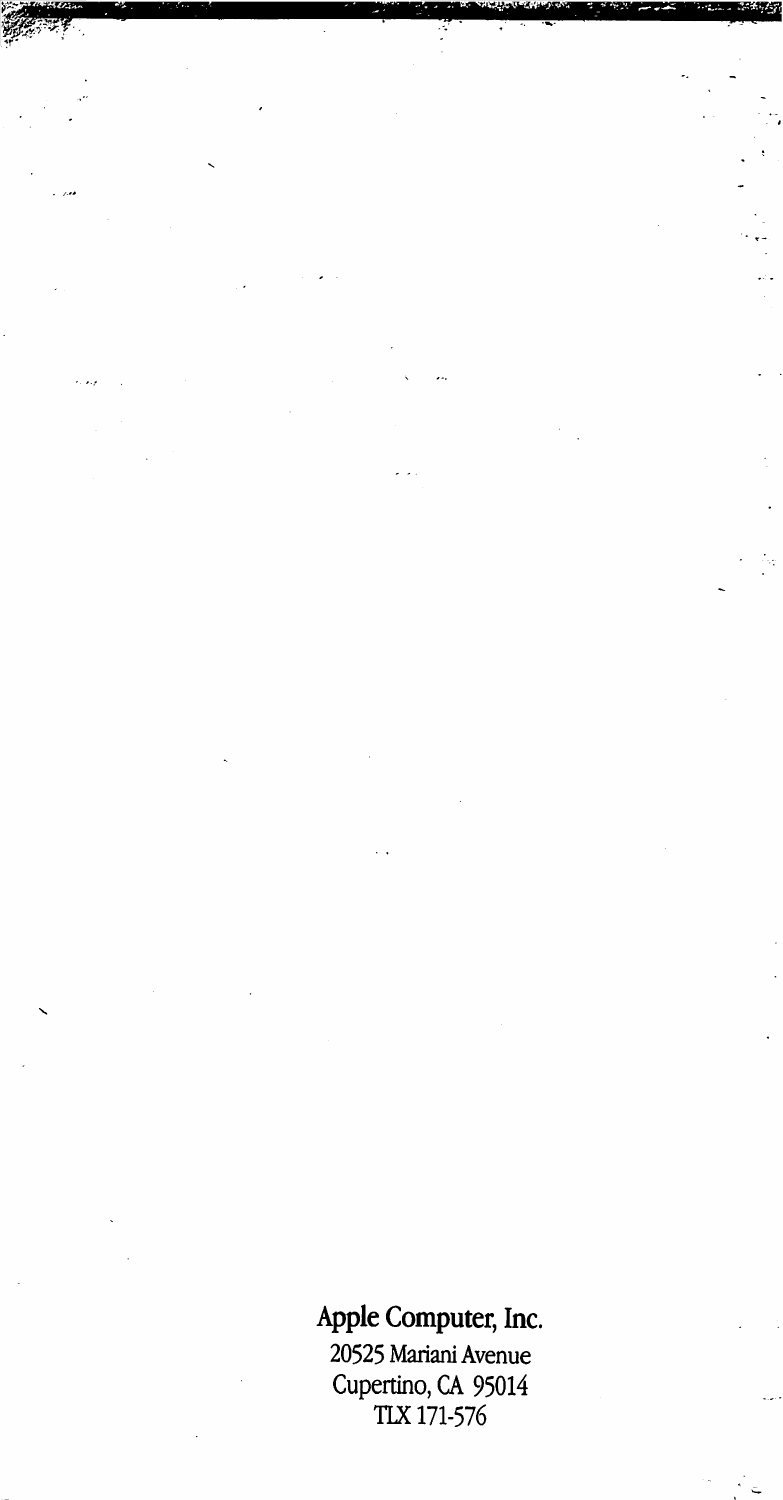**Apple Computer, Inc.**

20525 Mariani Avenue
Cupertino, CA 95014
TLX 171-576